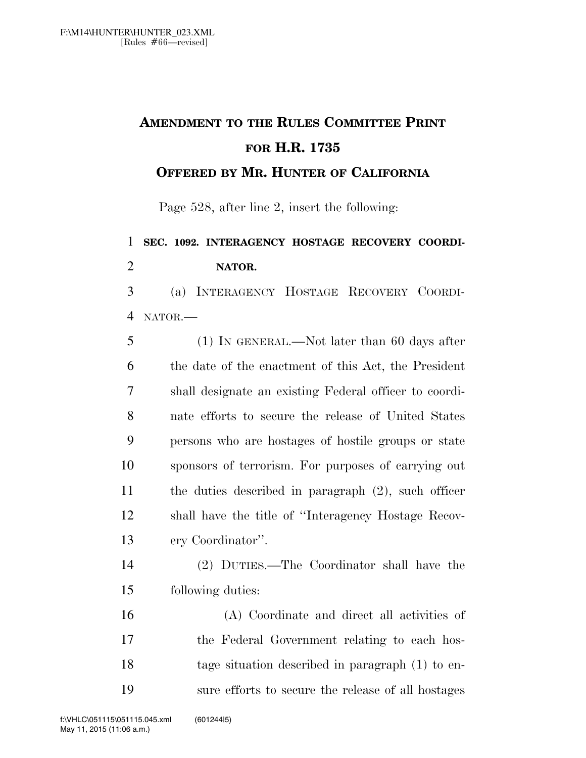## AMENDMENT TO THE RULES COMMITTEE PRINT FOR H.R. 1735

### OFFERED BY MR. HUNTER OF CALIFORNIA

Page 528, after line 2, insert the following:

**SEC. 1092. INTERAGENCY HOSTAGE RECOVERY COORDINATOR.**

(a) INTERAGENCY HOSTAGE RECOVERY COORDINATOR.—

(1) IN GENERAL.—Not later than 60 days after the date of the enactment of this Act, the President shall designate an existing Federal officer to coordinate efforts to secure the release of United States persons who are hostages of hostile groups or state sponsors of terrorism. For purposes of carrying out the duties described in paragraph (2), such officer shall have the title of "Interagency Hostage Recovery Coordinator".

(2) DUTIES.—The Coordinator shall have the following duties:

(A) Coordinate and direct all activities of the Federal Government relating to each hostage situation described in paragraph (1) to ensure efforts to secure the release of all hostages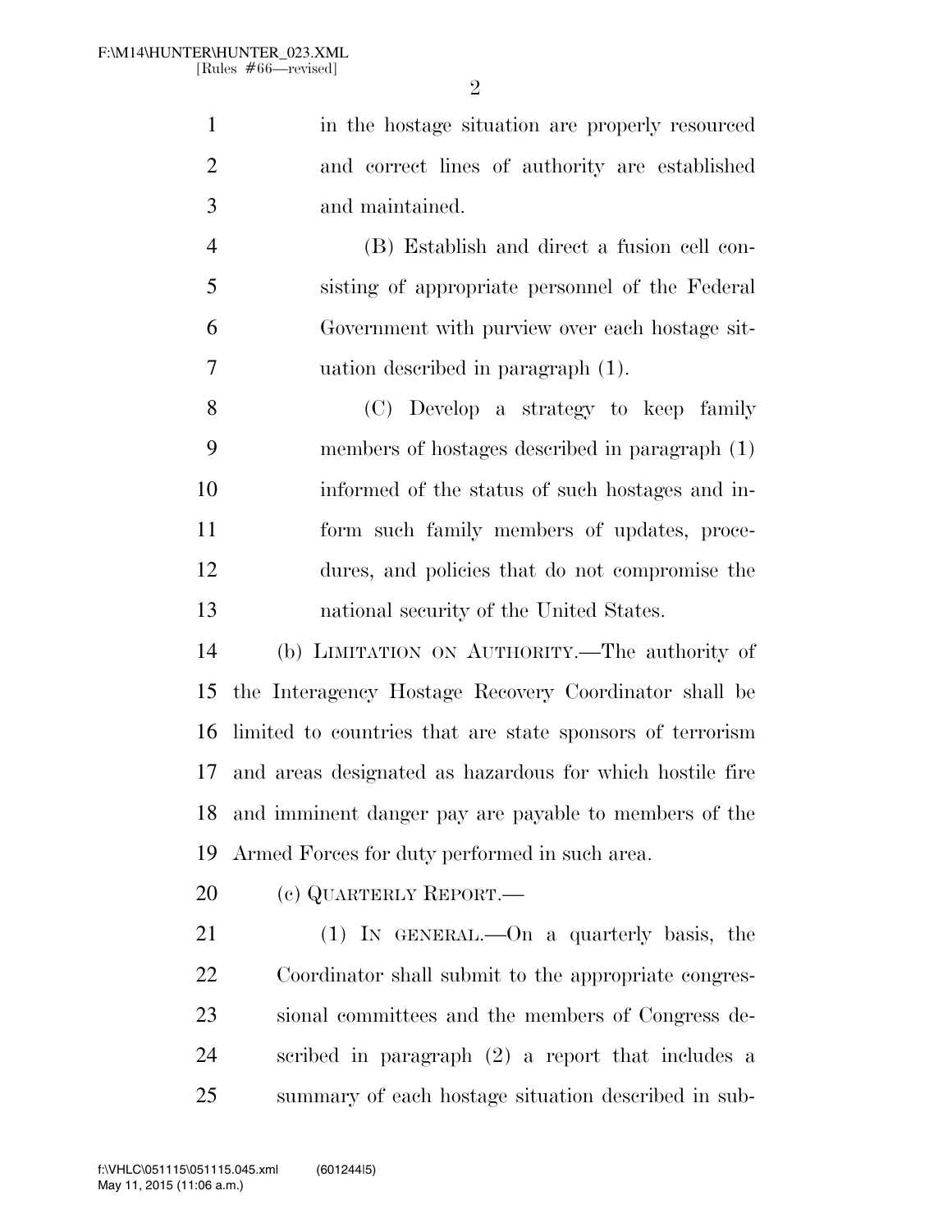in the hostage situation are properly resourced and correct lines of authority are established and maintained.

(B) Establish and direct a fusion cell consisting of appropriate personnel of the Federal Government with purview over each hostage situation described in paragraph (1).

(C) Develop a strategy to keep family members of hostages described in paragraph (1) informed of the status of such hostages and inform such family members of updates, procedures, and policies that do not compromise the national security of the United States.

(b) LIMITATION ON AUTHORITY.—The authority of the Interagency Hostage Recovery Coordinator shall be limited to countries that are state sponsors of terrorism and areas designated as hazardous for which hostile fire and imminent danger pay are payable to members of the Armed Forces for duty performed in such area.

(c) QUARTERLY REPORT.—

(1) IN GENERAL.—On a quarterly basis, the Coordinator shall submit to the appropriate congressional committees and the members of Congress described in paragraph (2) a report that includes a summary of each hostage situation described in sub-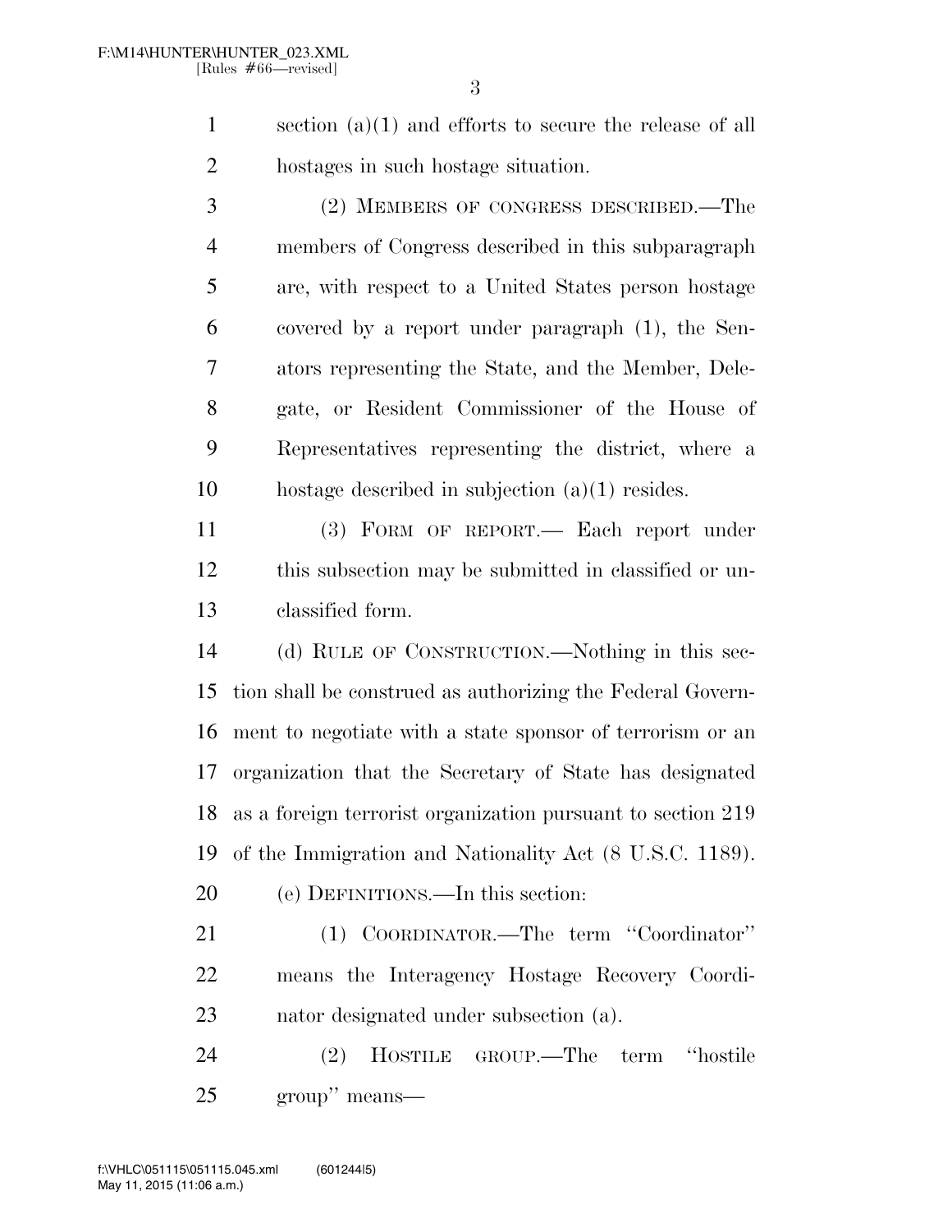section (a)(1) and efforts to secure the release of all hostages in such hostage situation.

(2) MEMBERS OF CONGRESS DESCRIBED.—The members of Congress described in this subparagraph are, with respect to a United States person hostage covered by a report under paragraph (1), the Senators representing the State, and the Member, Delegate, or Resident Commissioner of the House of Representatives representing the district, where a hostage described in subjection (a)(1) resides.

(3) FORM OF REPORT.— Each report under this subsection may be submitted in classified or unclassified form.

(d) RULE OF CONSTRUCTION.—Nothing in this section shall be construed as authorizing the Federal Government to negotiate with a state sponsor of terrorism or an organization that the Secretary of State has designated as a foreign terrorist organization pursuant to section 219 of the Immigration and Nationality Act (8 U.S.C. 1189).

(e) DEFINITIONS.—In this section:

(1) COORDINATOR.—The term ''Coordinator'' means the Interagency Hostage Recovery Coordinator designated under subsection (a).

(2) HOSTILE GROUP.—The term ''hostile group'' means—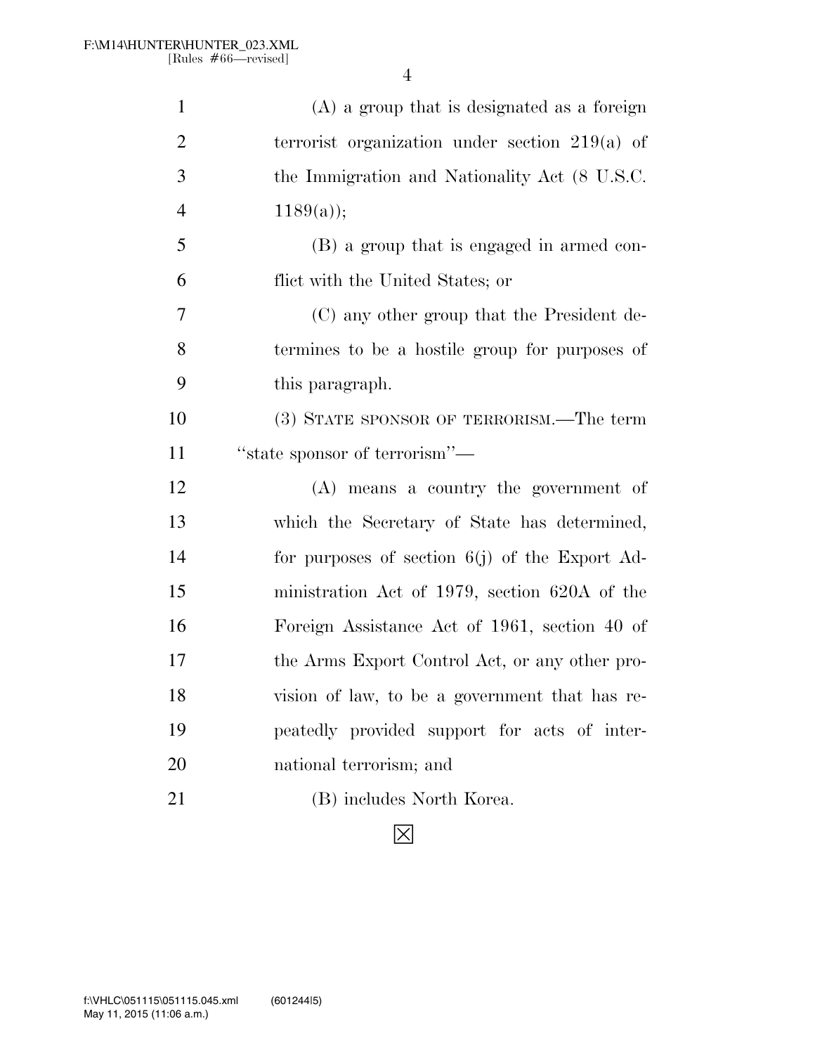(A) a group that is designated as a foreign terrorist organization under section 219(a) of the Immigration and Nationality Act (8 U.S.C. 1189(a));

(B) a group that is engaged in armed conflict with the United States; or

(C) any other group that the President determines to be a hostile group for purposes of this paragraph.

(3) STATE SPONSOR OF TERRORISM.—The term "state sponsor of terrorism"—

(A) means a country the government of which the Secretary of State has determined, for purposes of section 6(j) of the Export Administration Act of 1979, section 620A of the Foreign Assistance Act of 1961, section 40 of the Arms Export Control Act, or any other provision of law, to be a government that has repeatedly provided support for acts of international terrorism; and

(B) includes North Korea.